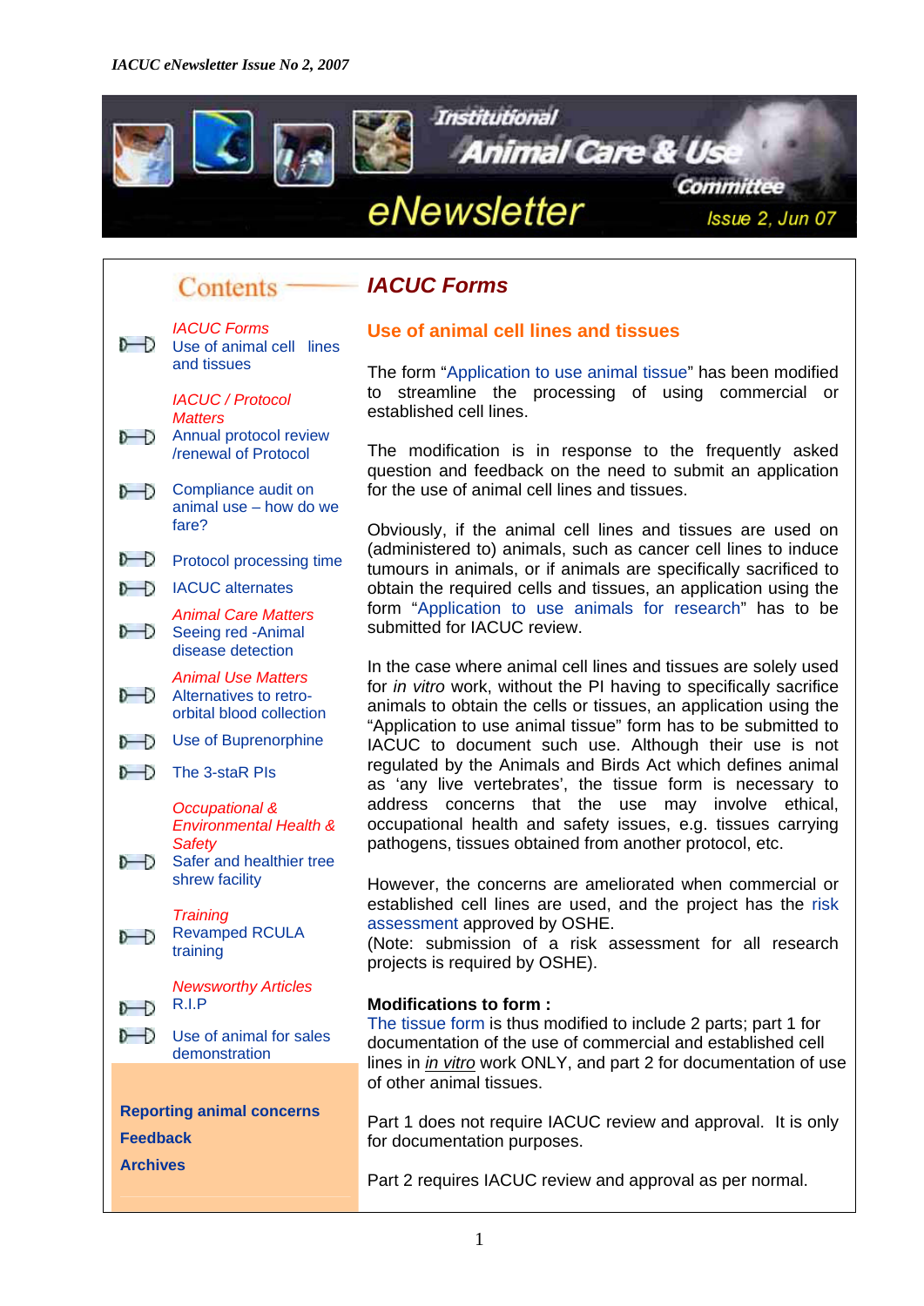# Institutional Animal Care & Use Committee eNewsletter

Issue 2, Jun 07

## Contents

*IACUC Forms*
- Use of animal cell lines and tissues

*IACUC / Protocol Matters*
- Annual protocol review /renewal of Protocol
- Compliance audit on animal use – how do we fare?
- Protocol processing time
- IACUC alternates

*Animal Care Matters*
- Seeing red -Animal disease detection

*Animal Use Matters*
- Alternatives to retro-orbital blood collection
- Use of Buprenorphine
- The 3-staR PIs

*Occupational & Environmental Health & Safety*
- Safer and healthier tree shrew facility

*Training*
- Revamped RCULA training

*Newsworthy Articles*
- R.I.P
- Use of animal for sales demonstration

**Reporting animal concerns**

**Feedback**

**Archives**

## *IACUC Forms*

### Use of animal cell lines and tissues

The form "Application to use animal tissue" has been modified to streamline the processing of using commercial or established cell lines.

The modification is in response to the frequently asked question and feedback on the need to submit an application for the use of animal cell lines and tissues.

Obviously, if the animal cell lines and tissues are used on (administered to) animals, such as cancer cell lines to induce tumours in animals, or if animals are specifically sacrificed to obtain the required cells and tissues, an application using the form "Application to use animals for research" has to be submitted for IACUC review.

In the case where animal cell lines and tissues are solely used for *in vitro* work, without the PI having to specifically sacrifice animals to obtain the cells or tissues, an application using the "Application to use animal tissue" form has to be submitted to IACUC to document such use. Although their use is not regulated by the Animals and Birds Act which defines animal as 'any live vertebrates', the tissue form is necessary to address concerns that the use may involve ethical, occupational health and safety issues, e.g. tissues carrying pathogens, tissues obtained from another protocol, etc.

However, the concerns are ameliorated when commercial or established cell lines are used, and the project has the risk assessment approved by OSHE.
(Note: submission of a risk assessment for all research projects is required by OSHE).

**Modifications to form :**
The tissue form is thus modified to include 2 parts; part 1 for documentation of the use of commercial and established cell lines in *in vitro* work ONLY, and part 2 for documentation of use of other animal tissues.

Part 1 does not require IACUC review and approval. It is only for documentation purposes.

Part 2 requires IACUC review and approval as per normal.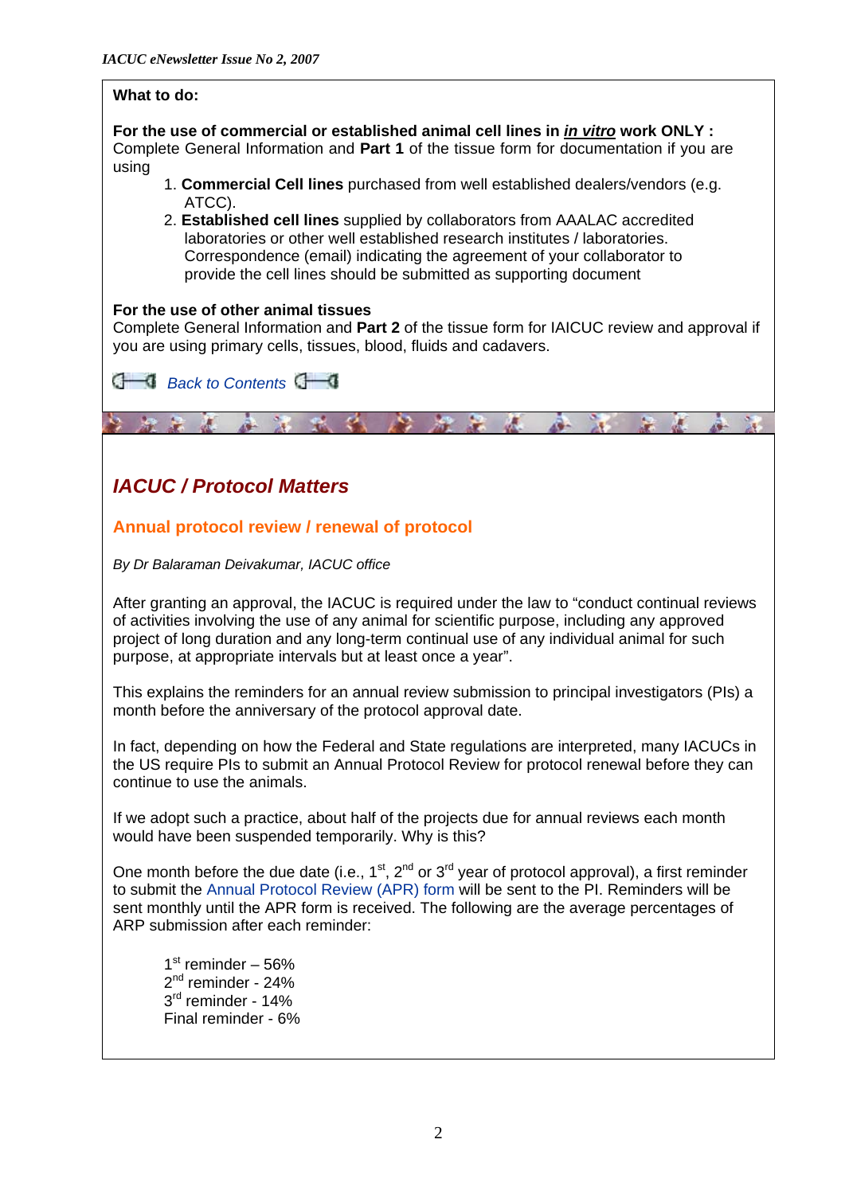**What to do:**

**For the use of commercial or established animal cell lines in *in vitro* work ONLY :**
Complete General Information and **Part 1** of the tissue form for documentation if you are using

1. **Commercial Cell lines** purchased from well established dealers/vendors (e.g. ATCC).
2. **Established cell lines** supplied by collaborators from AAALAC accredited laboratories or other well established research institutes / laboratories. Correspondence (email) indicating the agreement of your collaborator to provide the cell lines should be submitted as supporting document

**For the use of other animal tissues**
Complete General Information and **Part 2** of the tissue form for IAICUC review and approval if you are using primary cells, tissues, blood, fluids and cadavers.

*Back to Contents*

## *IACUC / Protocol Matters*

### Annual protocol review / renewal of protocol

*By Dr Balaraman Deivakumar, IACUC office*

After granting an approval, the IACUC is required under the law to "conduct continual reviews of activities involving the use of any animal for scientific purpose, including any approved project of long duration and any long-term continual use of any individual animal for such purpose, at appropriate intervals but at least once a year".

This explains the reminders for an annual review submission to principal investigators (PIs) a month before the anniversary of the protocol approval date.

In fact, depending on how the Federal and State regulations are interpreted, many IACUCs in the US require PIs to submit an Annual Protocol Review for protocol renewal before they can continue to use the animals.

If we adopt such a practice, about half of the projects due for annual reviews each month would have been suspended temporarily. Why is this?

One month before the due date (i.e., 1st, 2nd or 3rd year of protocol approval), a first reminder to submit the Annual Protocol Review (APR) form will be sent to the PI. Reminders will be sent monthly until the APR form is received. The following are the average percentages of ARP submission after each reminder:

1st reminder – 56%
2nd reminder - 24%
3rd reminder - 14%
Final reminder - 6%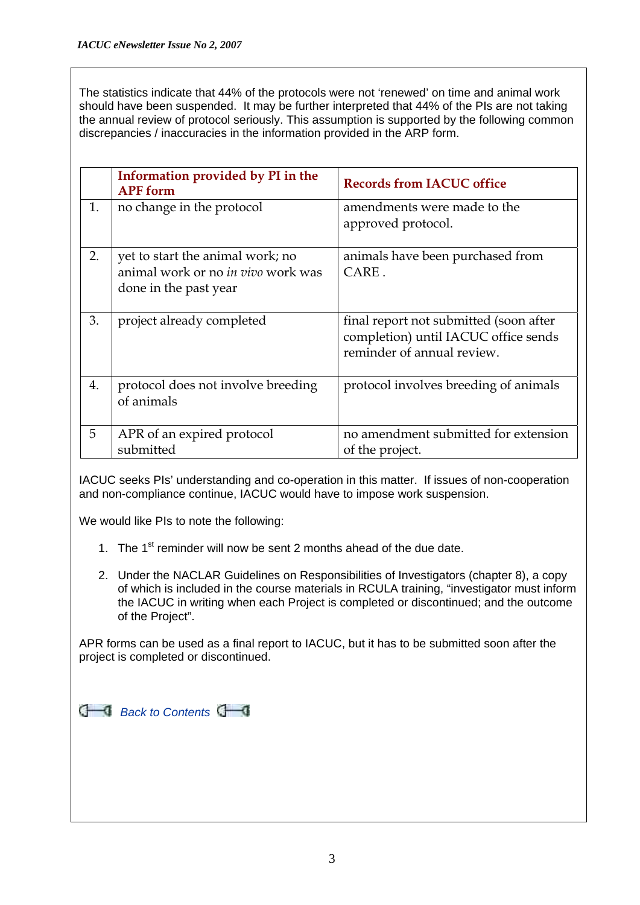The statistics indicate that 44% of the protocols were not 'renewed' on time and animal work should have been suspended. It may be further interpreted that 44% of the PIs are not taking the annual review of protocol seriously. This assumption is supported by the following common discrepancies / inaccuracies in the information provided in the ARP form.

| | **Information provided by PI in the APF form** | **Records from IACUC office** |
|---|---|---|
| 1. | no change in the protocol | amendments were made to the approved protocol. |
| 2. | yet to start the animal work; no animal work or no *in vivo* work was done in the past year | animals have been purchased from CARE . |
| 3. | project already completed | final report not submitted (soon after completion) until IACUC office sends reminder of annual review. |
| 4. | protocol does not involve breeding of animals | protocol involves breeding of animals |
| 5 | APR of an expired protocol submitted | no amendment submitted for extension of the project. |

IACUC seeks PIs' understanding and co-operation in this matter. If issues of non-cooperation and non-compliance continue, IACUC would have to impose work suspension.

We would like PIs to note the following:

1. The 1st reminder will now be sent 2 months ahead of the due date.
2. Under the NACLAR Guidelines on Responsibilities of Investigators (chapter 8), a copy of which is included in the course materials in RCULA training, "investigator must inform the IACUC in writing when each Project is completed or discontinued; and the outcome of the Project".

APR forms can be used as a final report to IACUC, but it has to be submitted soon after the project is completed or discontinued.

Back to Contents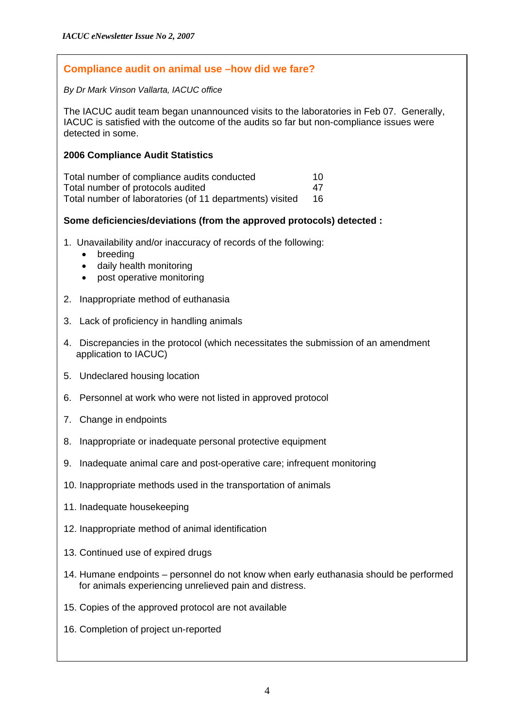## Compliance audit on animal use –how did we fare?

*By Dr Mark Vinson Vallarta, IACUC office*

The IACUC audit team began unannounced visits to the laboratories in Feb 07. Generally, IACUC is satisfied with the outcome of the audits so far but non-compliance issues were detected in some.

**2006 Compliance Audit Statistics**

| | |
|---|---|
| Total number of compliance audits conducted | 10 |
| Total number of protocols audited | 47 |
| Total number of laboratories (of 11 departments) visited | 16 |

**Some deficiencies/deviations (from the approved protocols) detected :**

1. Unavailability and/or inaccuracy of records of the following:
   - breeding
   - daily health monitoring
   - post operative monitoring
2. Inappropriate method of euthanasia
3. Lack of proficiency in handling animals
4. Discrepancies in the protocol (which necessitates the submission of an amendment application to IACUC)
5. Undeclared housing location
6. Personnel at work who were not listed in approved protocol
7. Change in endpoints
8. Inappropriate or inadequate personal protective equipment
9. Inadequate animal care and post-operative care; infrequent monitoring
10. Inappropriate methods used in the transportation of animals
11. Inadequate housekeeping
12. Inappropriate method of animal identification
13. Continued use of expired drugs
14. Humane endpoints – personnel do not know when early euthanasia should be performed for animals experiencing unrelieved pain and distress.
15. Copies of the approved protocol are not available
16. Completion of project un-reported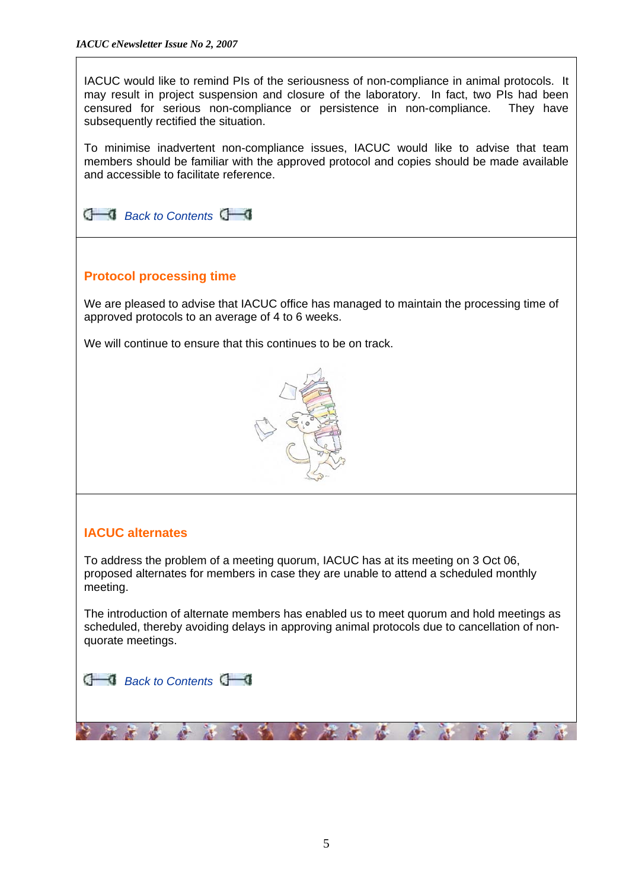IACUC would like to remind PIs of the seriousness of non-compliance in animal protocols. It may result in project suspension and closure of the laboratory. In fact, two PIs had been censured for serious non-compliance or persistence in non-compliance. They have subsequently rectified the situation.

To minimise inadvertent non-compliance issues, IACUC would like to advise that team members should be familiar with the approved protocol and copies should be made available and accessible to facilitate reference.

*Back to Contents*

## Protocol processing time

We are pleased to advise that IACUC office has managed to maintain the processing time of approved protocols to an average of 4 to 6 weeks.

We will continue to ensure that this continues to be on track.

## IACUC alternates

To address the problem of a meeting quorum, IACUC has at its meeting on 3 Oct 06, proposed alternates for members in case they are unable to attend a scheduled monthly meeting.

The introduction of alternate members has enabled us to meet quorum and hold meetings as scheduled, thereby avoiding delays in approving animal protocols due to cancellation of non-quorate meetings.

*Back to Contents*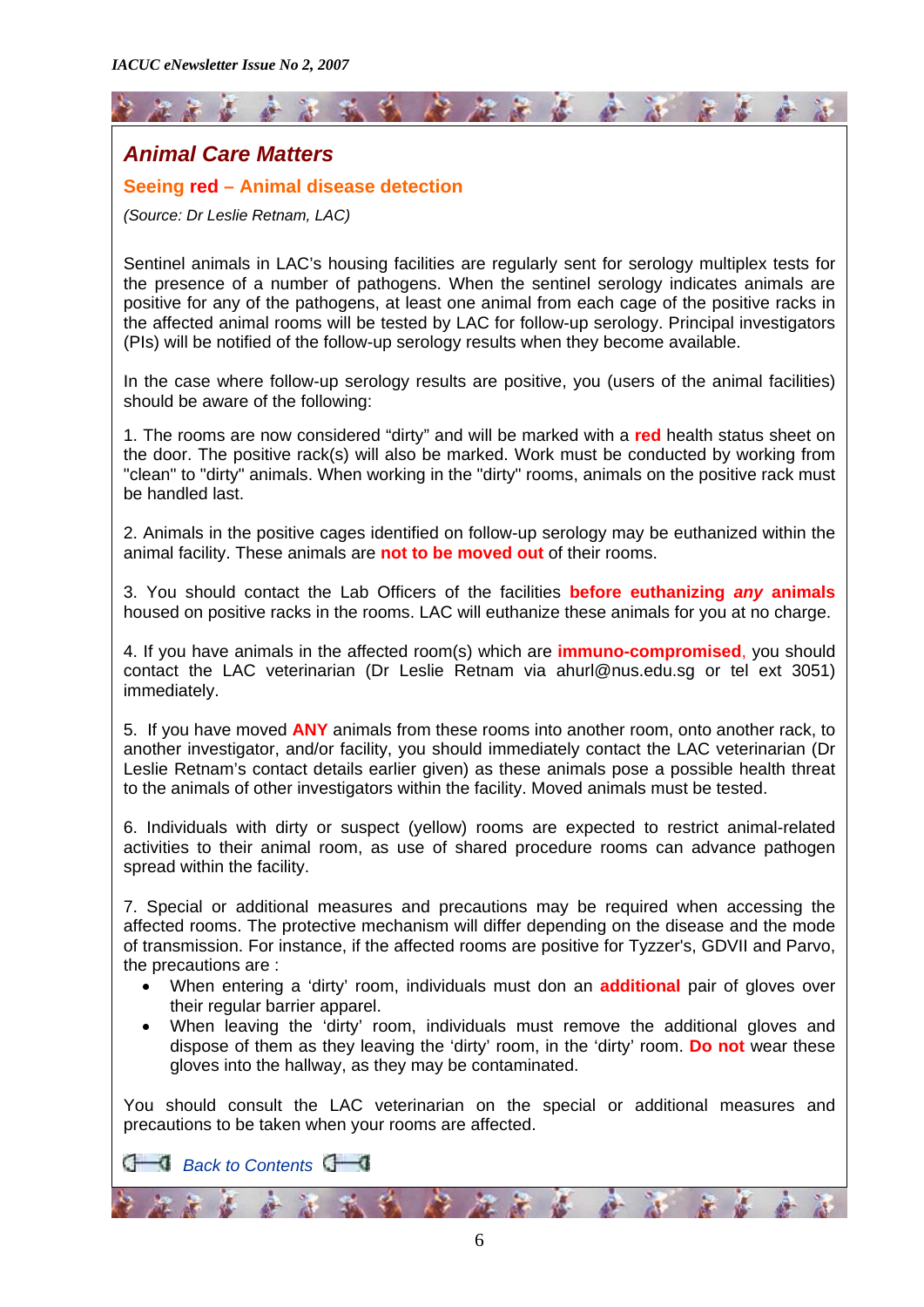## *Animal Care Matters*

### Seeing **red** – Animal disease detection

*(Source: Dr Leslie Retnam, LAC)*

Sentinel animals in LAC's housing facilities are regularly sent for serology multiplex tests for the presence of a number of pathogens. When the sentinel serology indicates animals are positive for any of the pathogens, at least one animal from each cage of the positive racks in the affected animal rooms will be tested by LAC for follow-up serology. Principal investigators (PIs) will be notified of the follow-up serology results when they become available.

In the case where follow-up serology results are positive, you (users of the animal facilities) should be aware of the following:

1. The rooms are now considered "dirty" and will be marked with a **red** health status sheet on the door. The positive rack(s) will also be marked. Work must be conducted by working from "clean" to "dirty" animals. When working in the "dirty" rooms, animals on the positive rack must be handled last.

2. Animals in the positive cages identified on follow-up serology may be euthanized within the animal facility. These animals are **not to be moved out** of their rooms.

3. You should contact the Lab Officers of the facilities **before euthanizing *any* animals** housed on positive racks in the rooms. LAC will euthanize these animals for you at no charge.

4. If you have animals in the affected room(s) which are **immuno-compromised**, you should contact the LAC veterinarian (Dr Leslie Retnam via ahurl@nus.edu.sg or tel ext 3051) immediately.

5. If you have moved **ANY** animals from these rooms into another room, onto another rack, to another investigator, and/or facility, you should immediately contact the LAC veterinarian (Dr Leslie Retnam's contact details earlier given) as these animals pose a possible health threat to the animals of other investigators within the facility. Moved animals must be tested.

6. Individuals with dirty or suspect (yellow) rooms are expected to restrict animal-related activities to their animal room, as use of shared procedure rooms can advance pathogen spread within the facility.

7. Special or additional measures and precautions may be required when accessing the affected rooms. The protective mechanism will differ depending on the disease and the mode of transmission. For instance, if the affected rooms are positive for Tyzzer's, GDVII and Parvo, the precautions are :

- When entering a 'dirty' room, individuals must don an **additional** pair of gloves over their regular barrier apparel.
- When leaving the 'dirty' room, individuals must remove the additional gloves and dispose of them as they leaving the 'dirty' room, in the 'dirty' room. **Do not** wear these gloves into the hallway, as they may be contaminated.

You should consult the LAC veterinarian on the special or additional measures and precautions to be taken when your rooms are affected.

*Back to Contents*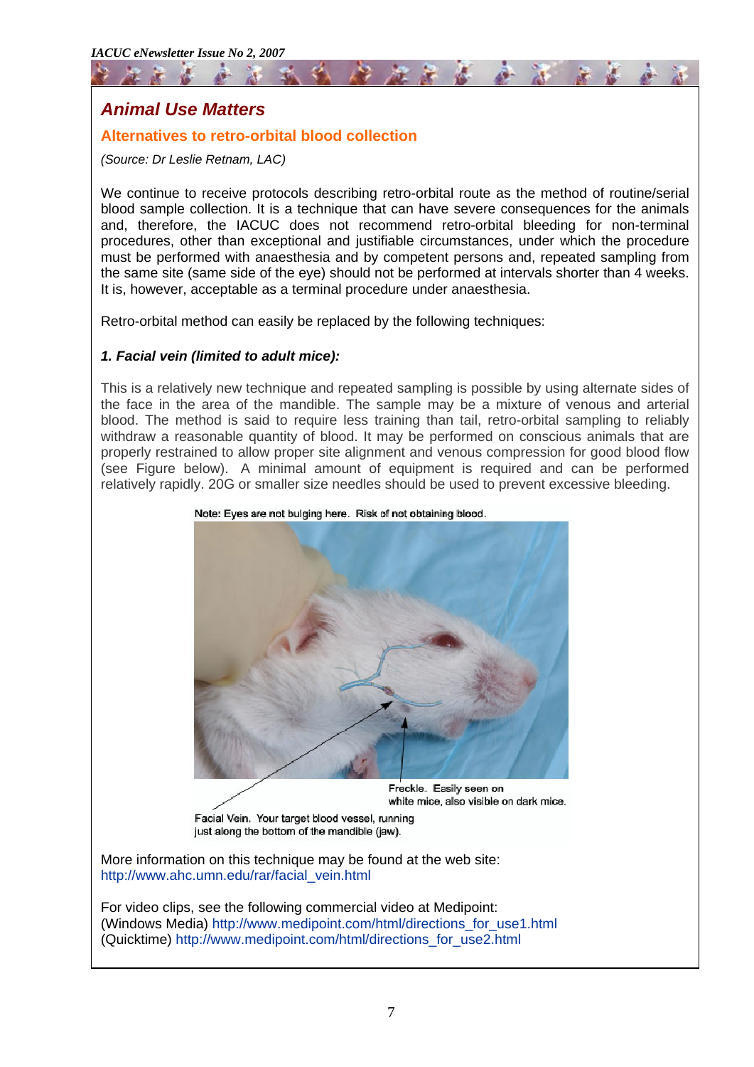## Animal Use Matters

### Alternatives to retro-orbital blood collection

*(Source: Dr Leslie Retnam, LAC)*

We continue to receive protocols describing retro-orbital route as the method of routine/serial blood sample collection. It is a technique that can have severe consequences for the animals and, therefore, the IACUC does not recommend retro-orbital bleeding for non-terminal procedures, other than exceptional and justifiable circumstances, under which the procedure must be performed with anaesthesia and by competent persons and, repeated sampling from the same site (same side of the eye) should not be performed at intervals shorter than 4 weeks. It is, however, acceptable as a terminal procedure under anaesthesia.

Retro-orbital method can easily be replaced by the following techniques:

#### *1. Facial vein (limited to adult mice):*

This is a relatively new technique and repeated sampling is possible by using alternate sides of the face in the area of the mandible. The sample may be a mixture of venous and arterial blood. The method is said to require less training than tail, retro-orbital sampling to reliably withdraw a reasonable quantity of blood. It may be performed on conscious animals that are properly restrained to allow proper site alignment and venous compression for good blood flow (see Figure below). A minimal amount of equipment is required and can be performed relatively rapidly. 20G or smaller size needles should be used to prevent excessive bleeding.

Note: Eyes are not bulging here. Risk of not obtaining blood.

Freckle. Easily seen on white mice, also visible on dark mice.

Facial Vein. Your target blood vessel, running just along the bottom of the mandible (jaw).

More information on this technique may be found at the web site:
http://www.ahc.umn.edu/rar/facial_vein.html

For video clips, see the following commercial video at Medipoint:
(Windows Media) http://www.medipoint.com/html/directions_for_use1.html
(Quicktime) http://www.medipoint.com/html/directions_for_use2.html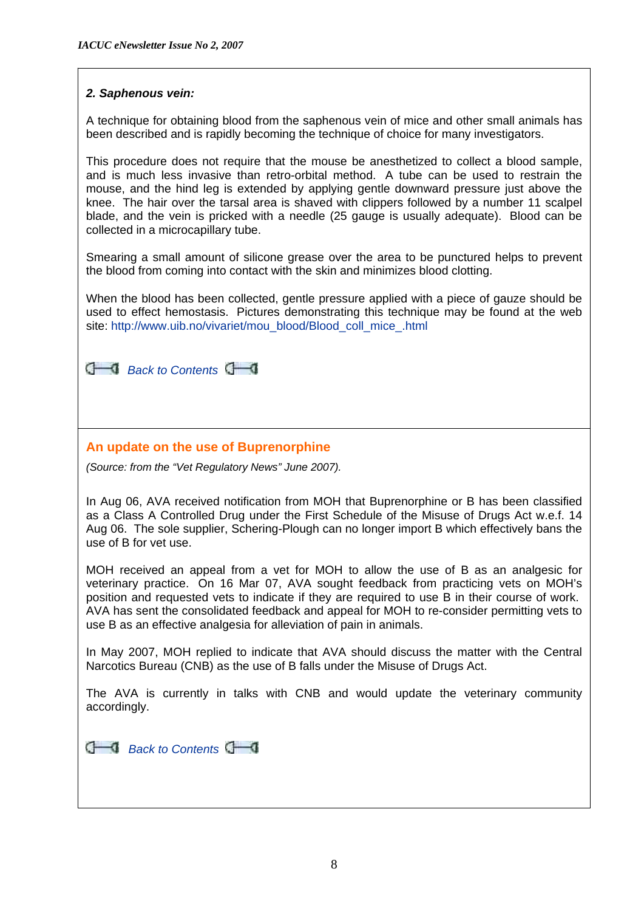### *2. Saphenous vein:*

A technique for obtaining blood from the saphenous vein of mice and other small animals has been described and is rapidly becoming the technique of choice for many investigators.

This procedure does not require that the mouse be anesthetized to collect a blood sample, and is much less invasive than retro-orbital method. A tube can be used to restrain the mouse, and the hind leg is extended by applying gentle downward pressure just above the knee. The hair over the tarsal area is shaved with clippers followed by a number 11 scalpel blade, and the vein is pricked with a needle (25 gauge is usually adequate). Blood can be collected in a microcapillary tube.

Smearing a small amount of silicone grease over the area to be punctured helps to prevent the blood from coming into contact with the skin and minimizes blood clotting.

When the blood has been collected, gentle pressure applied with a piece of gauze should be used to effect hemostasis. Pictures demonstrating this technique may be found at the web site: http://www.uib.no/vivariet/mou_blood/Blood_coll_mice_.html

*Back to Contents*

## An update on the use of Buprenorphine

*(Source: from the "Vet Regulatory News" June 2007).*

In Aug 06, AVA received notification from MOH that Buprenorphine or B has been classified as a Class A Controlled Drug under the First Schedule of the Misuse of Drugs Act w.e.f. 14 Aug 06. The sole supplier, Schering-Plough can no longer import B which effectively bans the use of B for vet use.

MOH received an appeal from a vet for MOH to allow the use of B as an analgesic for veterinary practice. On 16 Mar 07, AVA sought feedback from practicing vets on MOH's position and requested vets to indicate if they are required to use B in their course of work. AVA has sent the consolidated feedback and appeal for MOH to re-consider permitting vets to use B as an effective analgesia for alleviation of pain in animals.

In May 2007, MOH replied to indicate that AVA should discuss the matter with the Central Narcotics Bureau (CNB) as the use of B falls under the Misuse of Drugs Act.

The AVA is currently in talks with CNB and would update the veterinary community accordingly.

*Back to Contents*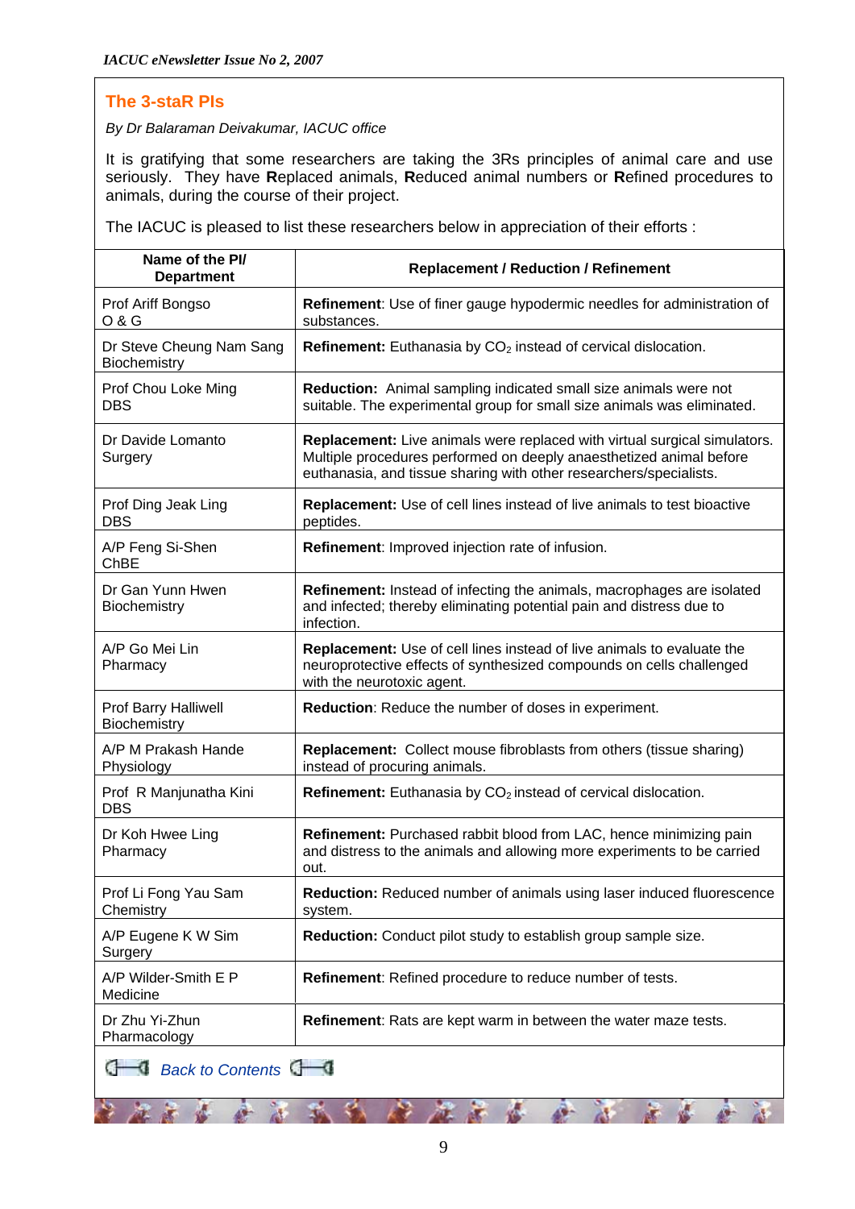## The 3-staR PIs

*By Dr Balaraman Deivakumar, IACUC office*

It is gratifying that some researchers are taking the 3Rs principles of animal care and use seriously. They have **R**eplaced animals, **R**educed animal numbers or **R**efined procedures to animals, during the course of their project.

The IACUC is pleased to list these researchers below in appreciation of their efforts :

| Name of the PI/ Department | Replacement / Reduction / Refinement |
|---|---|
| Prof Ariff Bongso<br>O & G | **Refinement**: Use of finer gauge hypodermic needles for administration of substances. |
| Dr Steve Cheung Nam Sang<br>Biochemistry | **Refinement:** Euthanasia by $CO_2$ instead of cervical dislocation. |
| Prof Chou Loke Ming<br>DBS | **Reduction:** Animal sampling indicated small size animals were not suitable. The experimental group for small size animals was eliminated. |
| Dr Davide Lomanto<br>Surgery | **Replacement:** Live animals were replaced with virtual surgical simulators. Multiple procedures performed on deeply anaesthetized animal before euthanasia, and tissue sharing with other researchers/specialists. |
| Prof Ding Jeak Ling<br>DBS | **Replacement:** Use of cell lines instead of live animals to test bioactive peptides. |
| A/P Feng Si-Shen<br>ChBE | **Refinement**: Improved injection rate of infusion. |
| Dr Gan Yunn Hwen<br>Biochemistry | **Refinement:** Instead of infecting the animals, macrophages are isolated and infected; thereby eliminating potential pain and distress due to infection. |
| A/P Go Mei Lin<br>Pharmacy | **Replacement:** Use of cell lines instead of live animals to evaluate the neuroprotective effects of synthesized compounds on cells challenged with the neurotoxic agent. |
| Prof Barry Halliwell<br>Biochemistry | **Reduction**: Reduce the number of doses in experiment. |
| A/P M Prakash Hande<br>Physiology | **Replacement:** Collect mouse fibroblasts from others (tissue sharing) instead of procuring animals. |
| Prof R Manjunatha Kini<br>DBS | **Refinement:** Euthanasia by $CO_2$ instead of cervical dislocation. |
| Dr Koh Hwee Ling<br>Pharmacy | **Refinement:** Purchased rabbit blood from LAC, hence minimizing pain and distress to the animals and allowing more experiments to be carried out. |
| Prof Li Fong Yau Sam<br>Chemistry | **Reduction:** Reduced number of animals using laser induced fluorescence system. |
| A/P Eugene K W Sim<br>Surgery | **Reduction:** Conduct pilot study to establish group sample size. |
| A/P Wilder-Smith E P<br>Medicine | **Refinement**: Refined procedure to reduce number of tests. |
| Dr Zhu Yi-Zhun<br>Pharmacology | **Refinement**: Rats are kept warm in between the water maze tests. |

*Back to Contents*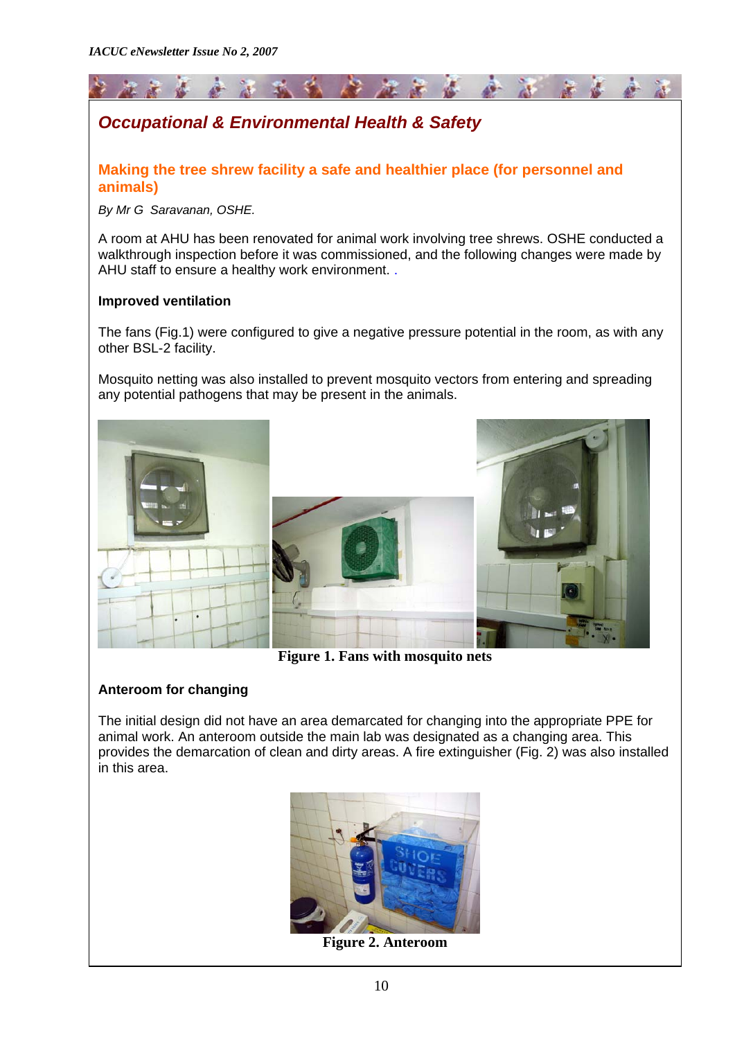## Occupational & Environmental Health & Safety

### Making the tree shrew facility a safe and healthier place (for personnel and animals)

*By Mr G Saravanan, OSHE.*

A room at AHU has been renovated for animal work involving tree shrews. OSHE conducted a walkthrough inspection before it was commissioned, and the following changes were made by AHU staff to ensure a healthy work environment. .

**Improved ventilation**

The fans (Fig.1) were configured to give a negative pressure potential in the room, as with any other BSL-2 facility.

Mosquito netting was also installed to prevent mosquito vectors from entering and spreading any potential pathogens that may be present in the animals.

**Figure 1. Fans with mosquito nets**

**Anteroom for changing**

The initial design did not have an area demarcated for changing into the appropriate PPE for animal work. An anteroom outside the main lab was designated as a changing area. This provides the demarcation of clean and dirty areas. A fire extinguisher (Fig. 2) was also installed in this area.

**Figure 2. Anteroom**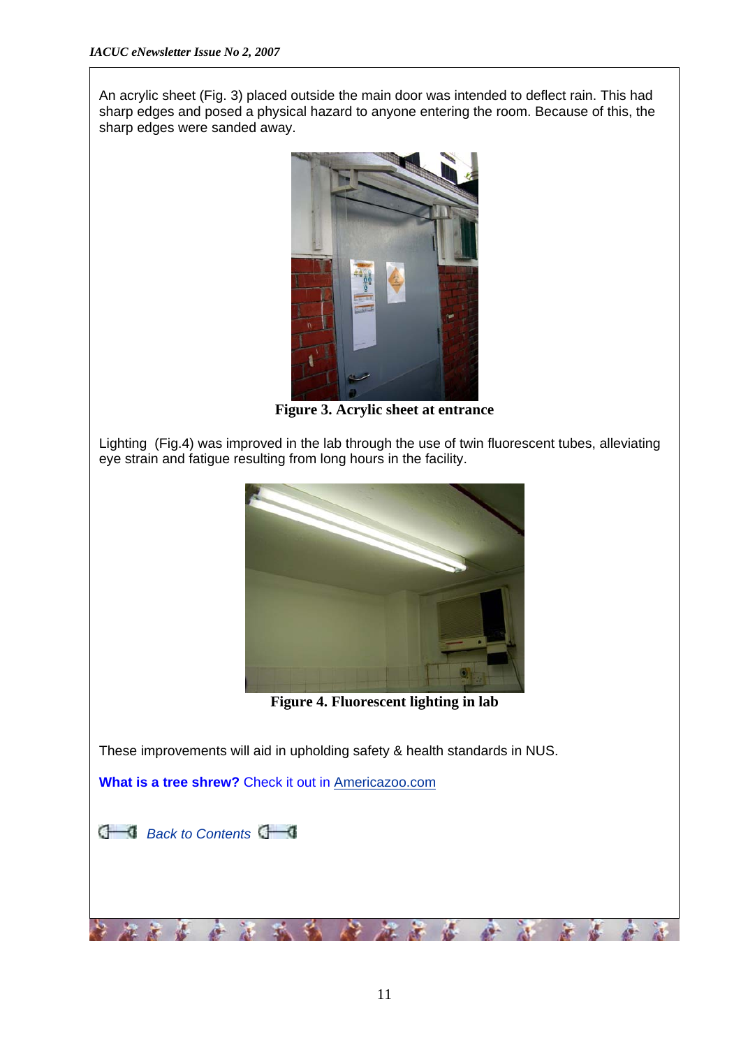An acrylic sheet (Fig. 3) placed outside the main door was intended to deflect rain. This had sharp edges and posed a physical hazard to anyone entering the room. Because of this, the sharp edges were sanded away.

**Figure 3. Acrylic sheet at entrance**

Lighting (Fig.4) was improved in the lab through the use of twin fluorescent tubes, alleviating eye strain and fatigue resulting from long hours in the facility.

**Figure 4. Fluorescent lighting in lab**

These improvements will aid in upholding safety & health standards in NUS.

**What is a tree shrew?** Check it out in Americazoo.com

*Back to Contents*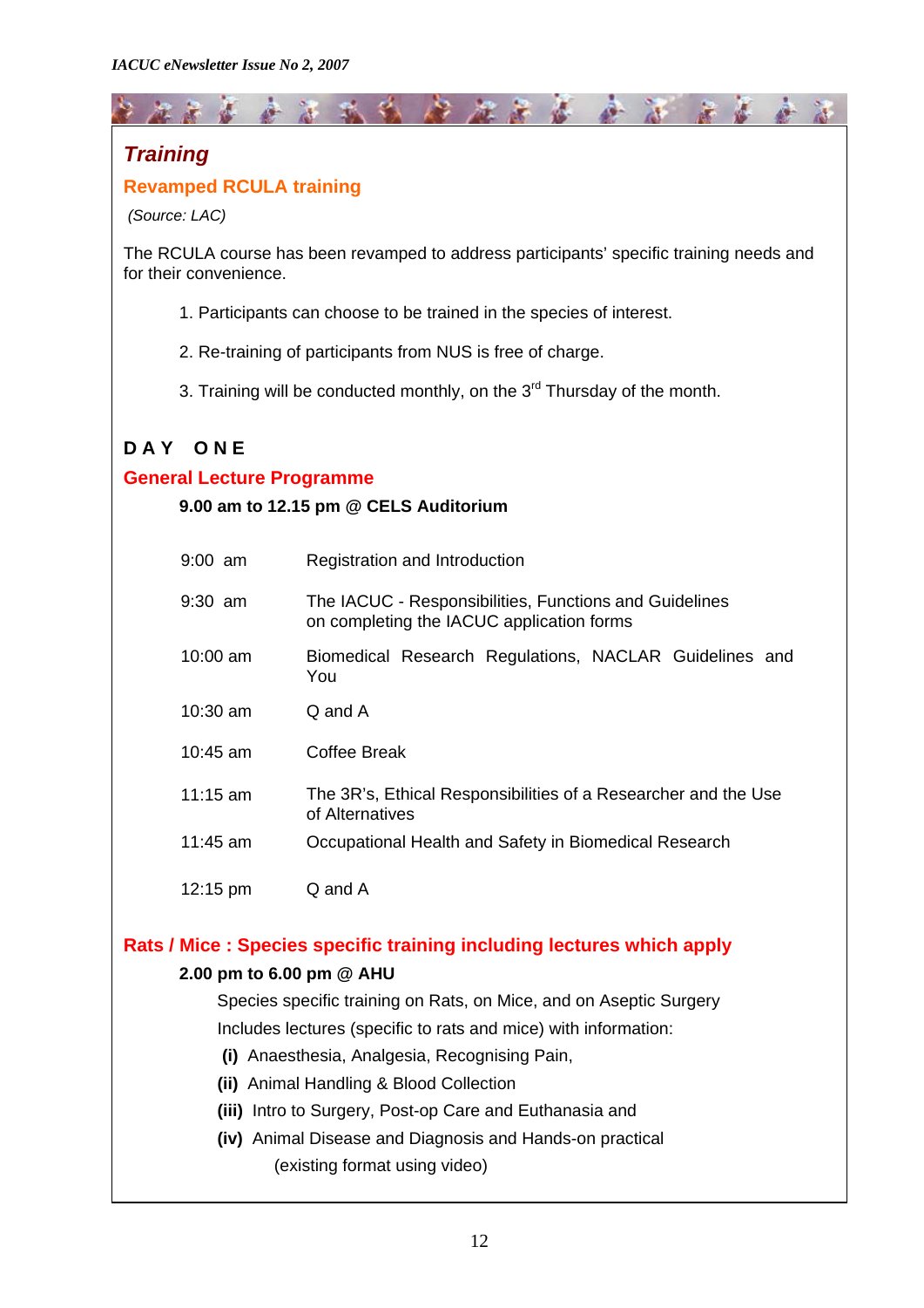## Training

### Revamped RCULA training

*(Source: LAC)*

The RCULA course has been revamped to address participants' specific training needs and for their convenience.

1. Participants can choose to be trained in the species of interest.
2. Re-training of participants from NUS is free of charge.
3. Training will be conducted monthly, on the 3rd Thursday of the month.

### DAY ONE

### General Lecture Programme

**9.00 am to 12.15 pm @ CELS Auditorium**

| | |
|---|---|
| 9:00 am | Registration and Introduction |
| 9:30 am | The IACUC - Responsibilities, Functions and Guidelines on completing the IACUC application forms |
| 10:00 am | Biomedical Research Regulations, NACLAR Guidelines and You |
| 10:30 am | Q and A |
| 10:45 am | Coffee Break |
| 11:15 am | The 3R's, Ethical Responsibilities of a Researcher and the Use of Alternatives |
| 11:45 am | Occupational Health and Safety in Biomedical Research |
| 12:15 pm | Q and A |

### Rats / Mice : Species specific training including lectures which apply

**2.00 pm to 6.00 pm @ AHU**

Species specific training on Rats, on Mice, and on Aseptic Surgery

Includes lectures (specific to rats and mice) with information:

**(i)** Anaesthesia, Analgesia, Recognising Pain,

**(ii)** Animal Handling & Blood Collection

**(iii)** Intro to Surgery, Post-op Care and Euthanasia and

**(iv)** Animal Disease and Diagnosis and Hands-on practical (existing format using video)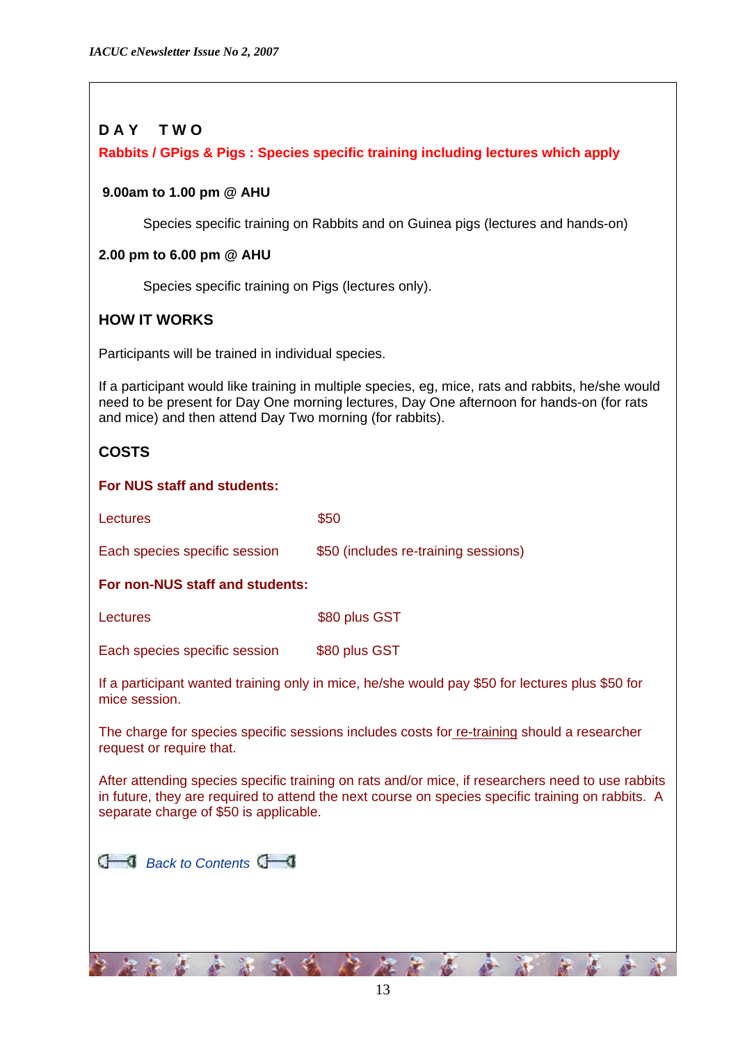## D A Y  T W O

**Rabbits / GPigs & Pigs : Species specific training including lectures which apply**

**9.00am to 1.00 pm @ AHU**

Species specific training on Rabbits and on Guinea pigs (lectures and hands-on)

**2.00 pm to 6.00 pm @ AHU**

Species specific training on Pigs (lectures only).

### HOW IT WORKS

Participants will be trained in individual species.

If a participant would like training in multiple species, eg, mice, rats and rabbits, he/she would need to be present for Day One morning lectures, Day One afternoon for hands-on (for rats and mice) and then attend Day Two morning (for rabbits).

### COSTS

**For NUS staff and students:**

| | |
|---|---|
| Lectures | $50 |
| Each species specific session | $50 (includes re-training sessions) |

**For non-NUS staff and students:**

| | |
|---|---|
| Lectures | $80 plus GST |
| Each species specific session | $80 plus GST |

If a participant wanted training only in mice, he/she would pay $50 for lectures plus $50 for mice session.

The charge for species specific sessions includes costs for re-training should a researcher request or require that.

After attending species specific training on rats and/or mice, if researchers need to use rabbits in future, they are required to attend the next course on species specific training on rabbits. A separate charge of $50 is applicable.

*Back to Contents*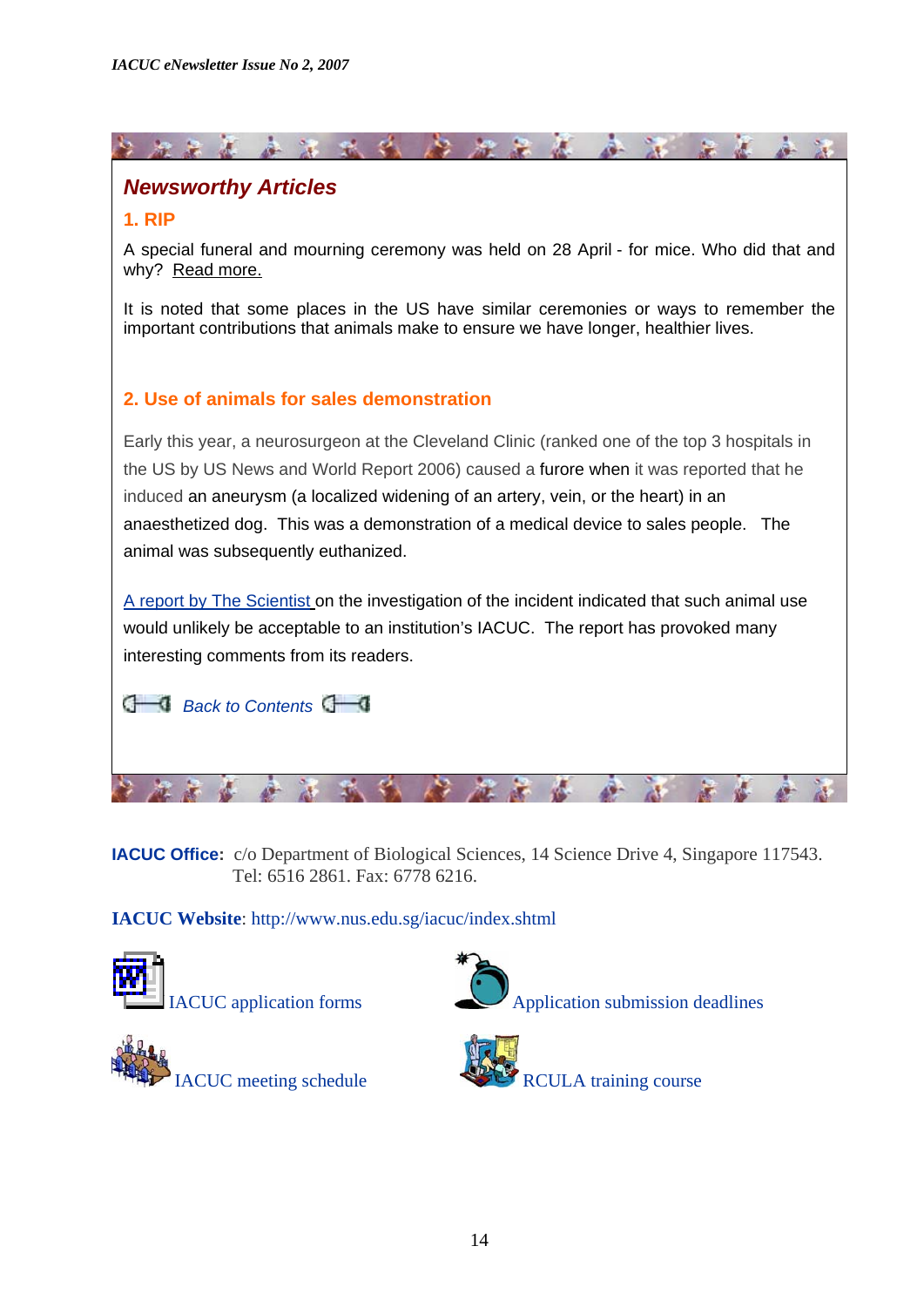## Newsworthy Articles

### 1. RIP

A special funeral and mourning ceremony was held on 28 April - for mice. Who did that and why? Read more.

It is noted that some places in the US have similar ceremonies or ways to remember the important contributions that animals make to ensure we have longer, healthier lives.

### 2. Use of animals for sales demonstration

Early this year, a neurosurgeon at the Cleveland Clinic (ranked one of the top 3 hospitals in the US by US News and World Report 2006) caused a furore when it was reported that he induced an aneurysm (a localized widening of an artery, vein, or the heart) in an anaesthetized dog. This was a demonstration of a medical device to sales people. The animal was subsequently euthanized.

A report by The Scientist on the investigation of the incident indicated that such animal use would unlikely be acceptable to an institution's IACUC. The report has provoked many interesting comments from its readers.

*Back to Contents*

**IACUC Office:** c/o Department of Biological Sciences, 14 Science Drive 4, Singapore 117543. Tel: 6516 2861. Fax: 6778 6216.

**IACUC Website**: http://www.nus.edu.sg/iacuc/index.shtml

IACUC application forms

Application submission deadlines

IACUC meeting schedule

RCULA training course